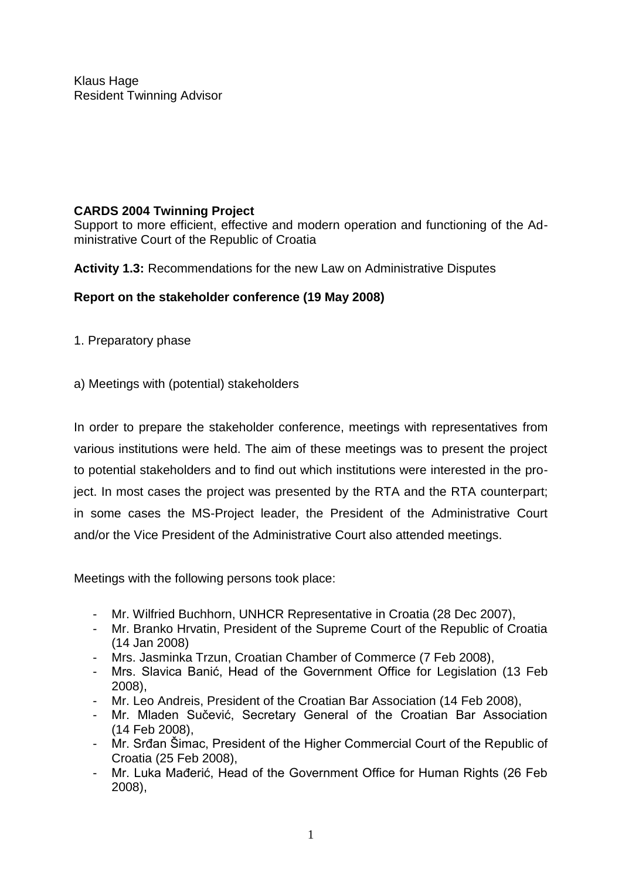Klaus Hage
Resident Twinning Advisor

**CARDS 2004 Twinning Project**
Support to more efficient, effective and modern operation and functioning of the Administrative Court of the Republic of Croatia

**Activity 1.3:** Recommendations for the new Law on Administrative Disputes

**Report on the stakeholder conference (19 May 2008)**

1. Preparatory phase

a) Meetings with (potential) stakeholders

In order to prepare the stakeholder conference, meetings with representatives from various institutions were held. The aim of these meetings was to present the project to potential stakeholders and to find out which institutions were interested in the project. In most cases the project was presented by the RTA and the RTA counterpart; in some cases the MS-Project leader, the President of the Administrative Court and/or the Vice President of the Administrative Court also attended meetings.

Meetings with the following persons took place:

- Mr. Wilfried Buchhorn, UNHCR Representative in Croatia (28 Dec 2007),
- Mr. Branko Hrvatin, President of the Supreme Court of the Republic of Croatia (14 Jan 2008)
- Mrs. Jasminka Trzun, Croatian Chamber of Commerce (7 Feb 2008),
- Mrs. Slavica Banić, Head of the Government Office for Legislation (13 Feb 2008),
- Mr. Leo Andreis, President of the Croatian Bar Association (14 Feb 2008),
- Mr. Mladen Sučević, Secretary General of the Croatian Bar Association (14 Feb 2008),
- Mr. Srđan Šimac, President of the Higher Commercial Court of the Republic of Croatia (25 Feb 2008),
- Mr. Luka Mađerić, Head of the Government Office for Human Rights (26 Feb 2008),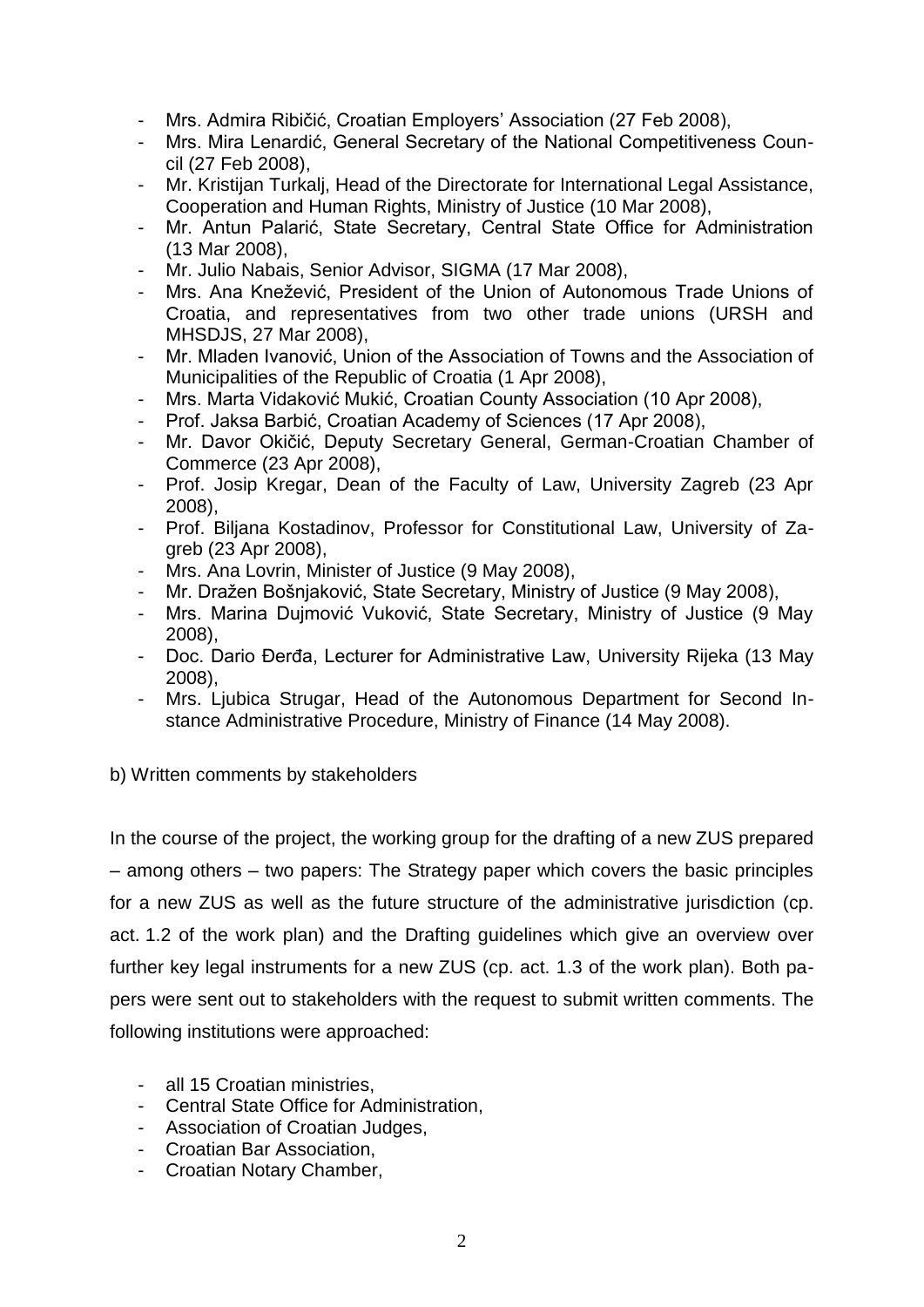- Mrs. Admira Ribičić, Croatian Employers' Association (27 Feb 2008),
- Mrs. Mira Lenardić, General Secretary of the National Competitiveness Council (27 Feb 2008),
- Mr. Kristijan Turkalj, Head of the Directorate for International Legal Assistance, Cooperation and Human Rights, Ministry of Justice (10 Mar 2008),
- Mr. Antun Palarić, State Secretary, Central State Office for Administration (13 Mar 2008),
- Mr. Julio Nabais, Senior Advisor, SIGMA (17 Mar 2008),
- Mrs. Ana Knežević, President of the Union of Autonomous Trade Unions of Croatia, and representatives from two other trade unions (URSH and MHSDJS, 27 Mar 2008),
- Mr. Mladen Ivanović, Union of the Association of Towns and the Association of Municipalities of the Republic of Croatia (1 Apr 2008),
- Mrs. Marta Vidaković Mukić, Croatian County Association (10 Apr 2008),
- Prof. Jaksa Barbić, Croatian Academy of Sciences (17 Apr 2008),
- Mr. Davor Okičić, Deputy Secretary General, German-Croatian Chamber of Commerce (23 Apr 2008),
- Prof. Josip Kregar, Dean of the Faculty of Law, University Zagreb (23 Apr 2008),
- Prof. Biljana Kostadinov, Professor for Constitutional Law, University of Zagreb (23 Apr 2008),
- Mrs. Ana Lovrin, Minister of Justice (9 May 2008),
- Mr. Dražen Bošnjaković, State Secretary, Ministry of Justice (9 May 2008),
- Mrs. Marina Dujmović Vuković, State Secretary, Ministry of Justice (9 May 2008),
- Doc. Dario Đerđa, Lecturer for Administrative Law, University Rijeka (13 May 2008),
- Mrs. Ljubica Strugar, Head of the Autonomous Department for Second Instance Administrative Procedure, Ministry of Finance (14 May 2008).

b) Written comments by stakeholders

In the course of the project, the working group for the drafting of a new ZUS prepared – among others – two papers: The Strategy paper which covers the basic principles for a new ZUS as well as the future structure of the administrative jurisdiction (cp. act. 1.2 of the work plan) and the Drafting guidelines which give an overview over further key legal instruments for a new ZUS (cp. act. 1.3 of the work plan). Both papers were sent out to stakeholders with the request to submit written comments. The following institutions were approached:

- all 15 Croatian ministries,
- Central State Office for Administration,
- Association of Croatian Judges,
- Croatian Bar Association,
- Croatian Notary Chamber,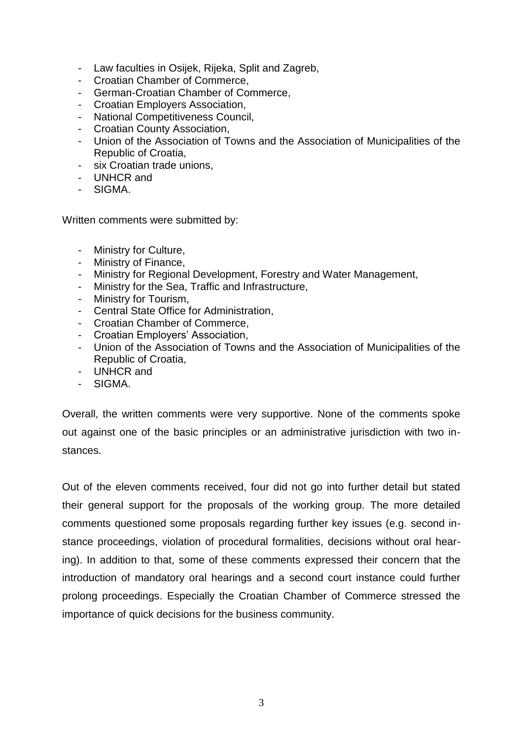- Law faculties in Osijek, Rijeka, Split and Zagreb,
- Croatian Chamber of Commerce,
- German-Croatian Chamber of Commerce,
- Croatian Employers Association,
- National Competitiveness Council,
- Croatian County Association,
- Union of the Association of Towns and the Association of Municipalities of the Republic of Croatia,
- six Croatian trade unions,
- UNHCR and
- SIGMA.

Written comments were submitted by:

- Ministry for Culture,
- Ministry of Finance,
- Ministry for Regional Development, Forestry and Water Management,
- Ministry for the Sea, Traffic and Infrastructure,
- Ministry for Tourism,
- Central State Office for Administration,
- Croatian Chamber of Commerce,
- Croatian Employers' Association,
- Union of the Association of Towns and the Association of Municipalities of the Republic of Croatia,
- UNHCR and
- SIGMA.

Overall, the written comments were very supportive. None of the comments spoke out against one of the basic principles or an administrative jurisdiction with two instances.

Out of the eleven comments received, four did not go into further detail but stated their general support for the proposals of the working group. The more detailed comments questioned some proposals regarding further key issues (e.g. second instance proceedings, violation of procedural formalities, decisions without oral hearing). In addition to that, some of these comments expressed their concern that the introduction of mandatory oral hearings and a second court instance could further prolong proceedings. Especially the Croatian Chamber of Commerce stressed the importance of quick decisions for the business community.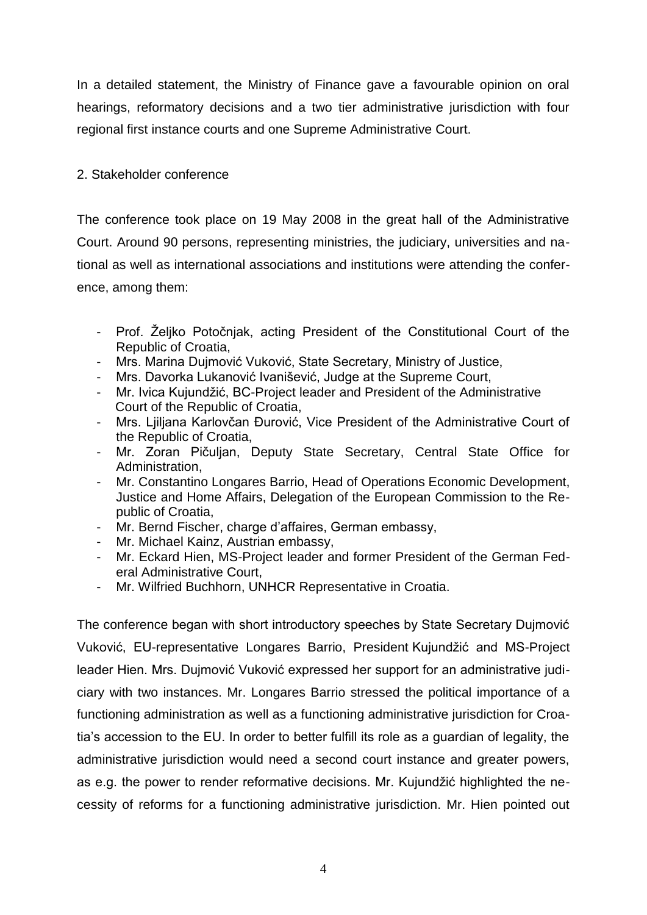In a detailed statement, the Ministry of Finance gave a favourable opinion on oral hearings, reformatory decisions and a two tier administrative jurisdiction with four regional first instance courts and one Supreme Administrative Court.

## 2. Stakeholder conference

The conference took place on 19 May 2008 in the great hall of the Administrative Court. Around 90 persons, representing ministries, the judiciary, universities and national as well as international associations and institutions were attending the conference, among them:

- Prof. Željko Potočnjak, acting President of the Constitutional Court of the Republic of Croatia,
- Mrs. Marina Dujmović Vuković, State Secretary, Ministry of Justice,
- Mrs. Davorka Lukanović Ivanišević, Judge at the Supreme Court,
- Mr. Ivica Kujundžić, BC-Project leader and President of the Administrative Court of the Republic of Croatia,
- Mrs. Ljiljana Karlovčan Đurović, Vice President of the Administrative Court of the Republic of Croatia,
- Mr. Zoran Pičuljan, Deputy State Secretary, Central State Office for Administration,
- Mr. Constantino Longares Barrio, Head of Operations Economic Development, Justice and Home Affairs, Delegation of the European Commission to the Republic of Croatia,
- Mr. Bernd Fischer, charge d'affaires, German embassy,
- Mr. Michael Kainz, Austrian embassy,
- Mr. Eckard Hien, MS-Project leader and former President of the German Federal Administrative Court,
- Mr. Wilfried Buchhorn, UNHCR Representative in Croatia.

The conference began with short introductory speeches by State Secretary Dujmović Vuković, EU-representative Longares Barrio, President Kujundžić and MS-Project leader Hien. Mrs. Dujmović Vuković expressed her support for an administrative judiciary with two instances. Mr. Longares Barrio stressed the political importance of a functioning administration as well as a functioning administrative jurisdiction for Croatia's accession to the EU. In order to better fulfill its role as a guardian of legality, the administrative jurisdiction would need a second court instance and greater powers, as e.g. the power to render reformative decisions. Mr. Kujundžić highlighted the necessity of reforms for a functioning administrative jurisdiction. Mr. Hien pointed out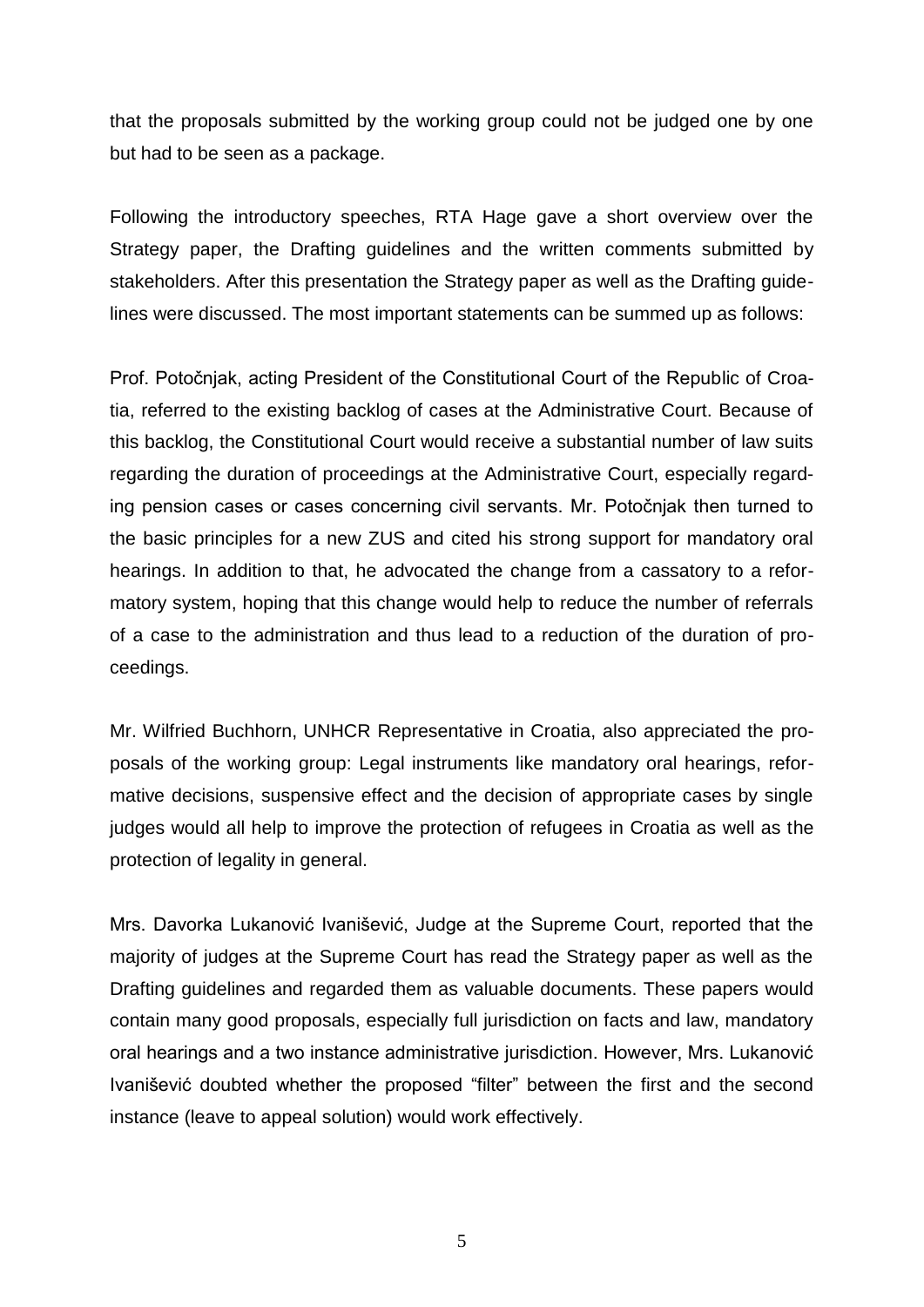that the proposals submitted by the working group could not be judged one by one but had to be seen as a package.

Following the introductory speeches, RTA Hage gave a short overview over the Strategy paper, the Drafting guidelines and the written comments submitted by stakeholders. After this presentation the Strategy paper as well as the Drafting guidelines were discussed. The most important statements can be summed up as follows:

Prof. Potočnjak, acting President of the Constitutional Court of the Republic of Croatia, referred to the existing backlog of cases at the Administrative Court. Because of this backlog, the Constitutional Court would receive a substantial number of law suits regarding the duration of proceedings at the Administrative Court, especially regarding pension cases or cases concerning civil servants. Mr. Potočnjak then turned to the basic principles for a new ZUS and cited his strong support for mandatory oral hearings. In addition to that, he advocated the change from a cassatory to a reformatory system, hoping that this change would help to reduce the number of referrals of a case to the administration and thus lead to a reduction of the duration of proceedings.

Mr. Wilfried Buchhorn, UNHCR Representative in Croatia, also appreciated the proposals of the working group: Legal instruments like mandatory oral hearings, reformative decisions, suspensive effect and the decision of appropriate cases by single judges would all help to improve the protection of refugees in Croatia as well as the protection of legality in general.

Mrs. Davorka Lukanović Ivanišević, Judge at the Supreme Court, reported that the majority of judges at the Supreme Court has read the Strategy paper as well as the Drafting guidelines and regarded them as valuable documents. These papers would contain many good proposals, especially full jurisdiction on facts and law, mandatory oral hearings and a two instance administrative jurisdiction. However, Mrs. Lukanović Ivanišević doubted whether the proposed "filter" between the first and the second instance (leave to appeal solution) would work effectively.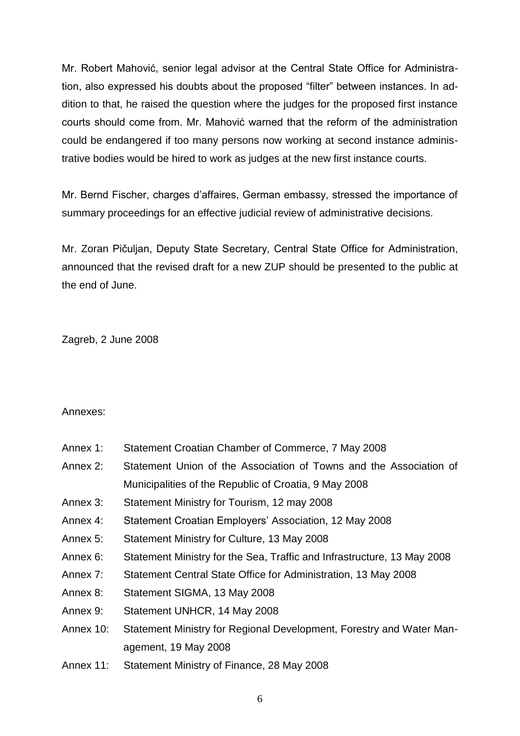Mr. Robert Mahović, senior legal advisor at the Central State Office for Administration, also expressed his doubts about the proposed "filter" between instances. In addition to that, he raised the question where the judges for the proposed first instance courts should come from. Mr. Mahović warned that the reform of the administration could be endangered if too many persons now working at second instance administrative bodies would be hired to work as judges at the new first instance courts.

Mr. Bernd Fischer, charges d'affaires, German embassy, stressed the importance of summary proceedings for an effective judicial review of administrative decisions.

Mr. Zoran Pičuljan, Deputy State Secretary, Central State Office for Administration, announced that the revised draft for a new ZUP should be presented to the public at the end of June.

Zagreb, 2 June 2008

Annexes:

| | |
|---|---|
| Annex 1: | Statement Croatian Chamber of Commerce, 7 May 2008 |
| Annex 2: | Statement Union of the Association of Towns and the Association of Municipalities of the Republic of Croatia, 9 May 2008 |
| Annex 3: | Statement Ministry for Tourism, 12 may 2008 |
| Annex 4: | Statement Croatian Employers' Association, 12 May 2008 |
| Annex 5: | Statement Ministry for Culture, 13 May 2008 |
| Annex 6: | Statement Ministry for the Sea, Traffic and Infrastructure, 13 May 2008 |
| Annex 7: | Statement Central State Office for Administration, 13 May 2008 |
| Annex 8: | Statement SIGMA, 13 May 2008 |
| Annex 9: | Statement UNHCR, 14 May 2008 |
| Annex 10: | Statement Ministry for Regional Development, Forestry and Water Management, 19 May 2008 |
| Annex 11: | Statement Ministry of Finance, 28 May 2008 |